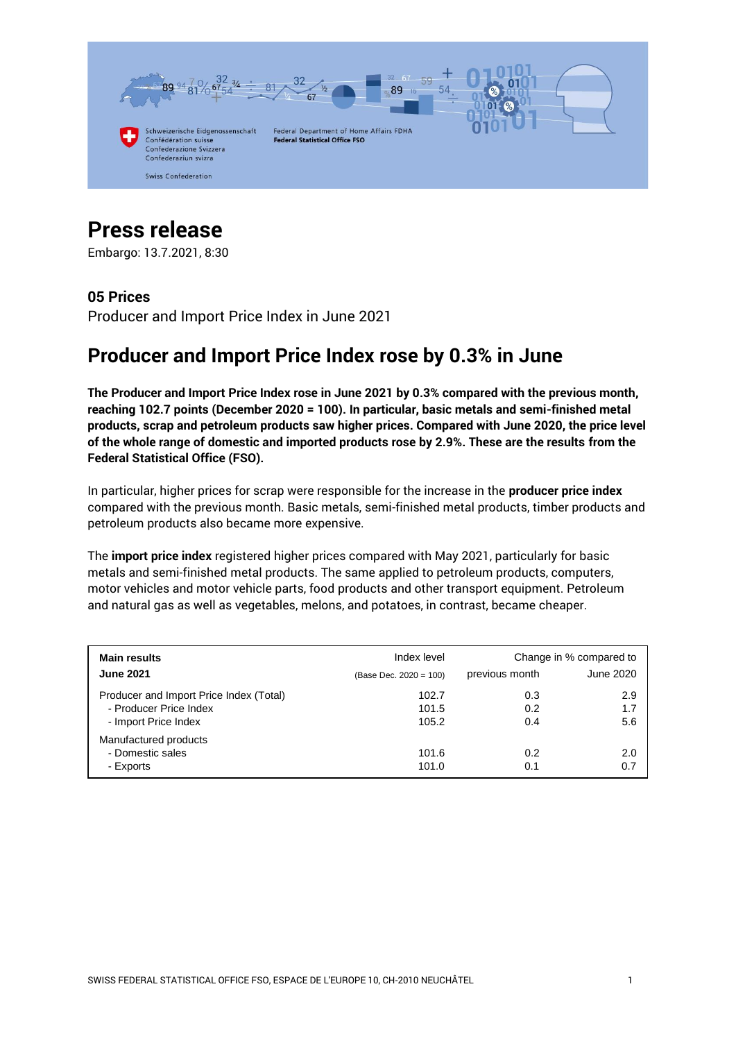Schweizerische Eidgenossenschaft
Confédération suisse
Confederazione Svizzera
Confederaziun svizra

Swiss Confederation

Federal Department of Home Affairs FDHA
**Federal Statistical Office FSO**

# Press release

Embargo: 13.7.2021, 8:30

### 05 Prices

Producer and Import Price Index in June 2021

## Producer and Import Price Index rose by 0.3% in June

**The Producer and Import Price Index rose in June 2021 by 0.3% compared with the previous month, reaching 102.7 points (December 2020 = 100). In particular, basic metals and semi-finished metal products, scrap and petroleum products saw higher prices. Compared with June 2020, the price level of the whole range of domestic and imported products rose by 2.9%. These are the results from the Federal Statistical Office (FSO).**

In particular, higher prices for scrap were responsible for the increase in the **producer price index** compared with the previous month. Basic metals, semi-finished metal products, timber products and petroleum products also became more expensive.

The **import price index** registered higher prices compared with May 2021, particularly for basic metals and semi-finished metal products. The same applied to petroleum products, computers, motor vehicles and motor vehicle parts, food products and other transport equipment. Petroleum and natural gas as well as vegetables, melons, and potatoes, in contrast, became cheaper.

| **Main results June 2021** | Index level (Base Dec. 2020 = 100) | Change in % compared to previous month | Change in % compared to June 2020 |
|---|---|---|---|
| Producer and Import Price Index (Total) | 102.7 | 0.3 | 2.9 |
| - Producer Price Index | 101.5 | 0.2 | 1.7 |
| - Import Price Index | 105.2 | 0.4 | 5.6 |
| Manufactured products | | | |
| - Domestic sales | 101.6 | 0.2 | 2.0 |
| - Exports | 101.0 | 0.1 | 0.7 |

SWISS FEDERAL STATISTICAL OFFICE FSO, ESPACE DE L'EUROPE 10, CH-2010 NEUCHÂTEL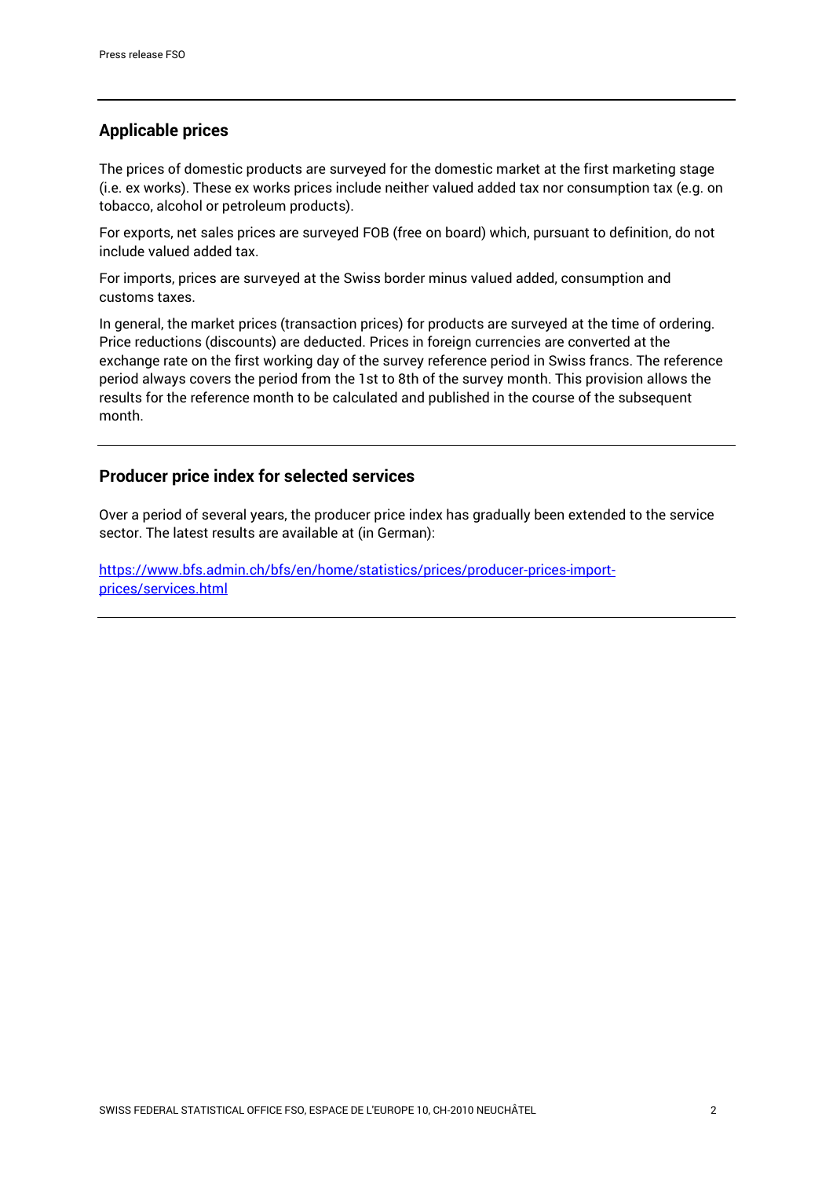## Applicable prices

The prices of domestic products are surveyed for the domestic market at the first marketing stage (i.e. ex works). These ex works prices include neither valued added tax nor consumption tax (e.g. on tobacco, alcohol or petroleum products).

For exports, net sales prices are surveyed FOB (free on board) which, pursuant to definition, do not include valued added tax.

For imports, prices are surveyed at the Swiss border minus valued added, consumption and customs taxes.

In general, the market prices (transaction prices) for products are surveyed at the time of ordering. Price reductions (discounts) are deducted. Prices in foreign currencies are converted at the exchange rate on the first working day of the survey reference period in Swiss francs. The reference period always covers the period from the 1st to 8th of the survey month. This provision allows the results for the reference month to be calculated and published in the course of the subsequent month.

## Producer price index for selected services

Over a period of several years, the producer price index has gradually been extended to the service sector. The latest results are available at (in German):

[https://www.bfs.admin.ch/bfs/en/home/statistics/prices/producer-prices-import-prices/services.html](https://www.bfs.admin.ch/bfs/en/home/statistics/prices/producer-prices-import-prices/services.html)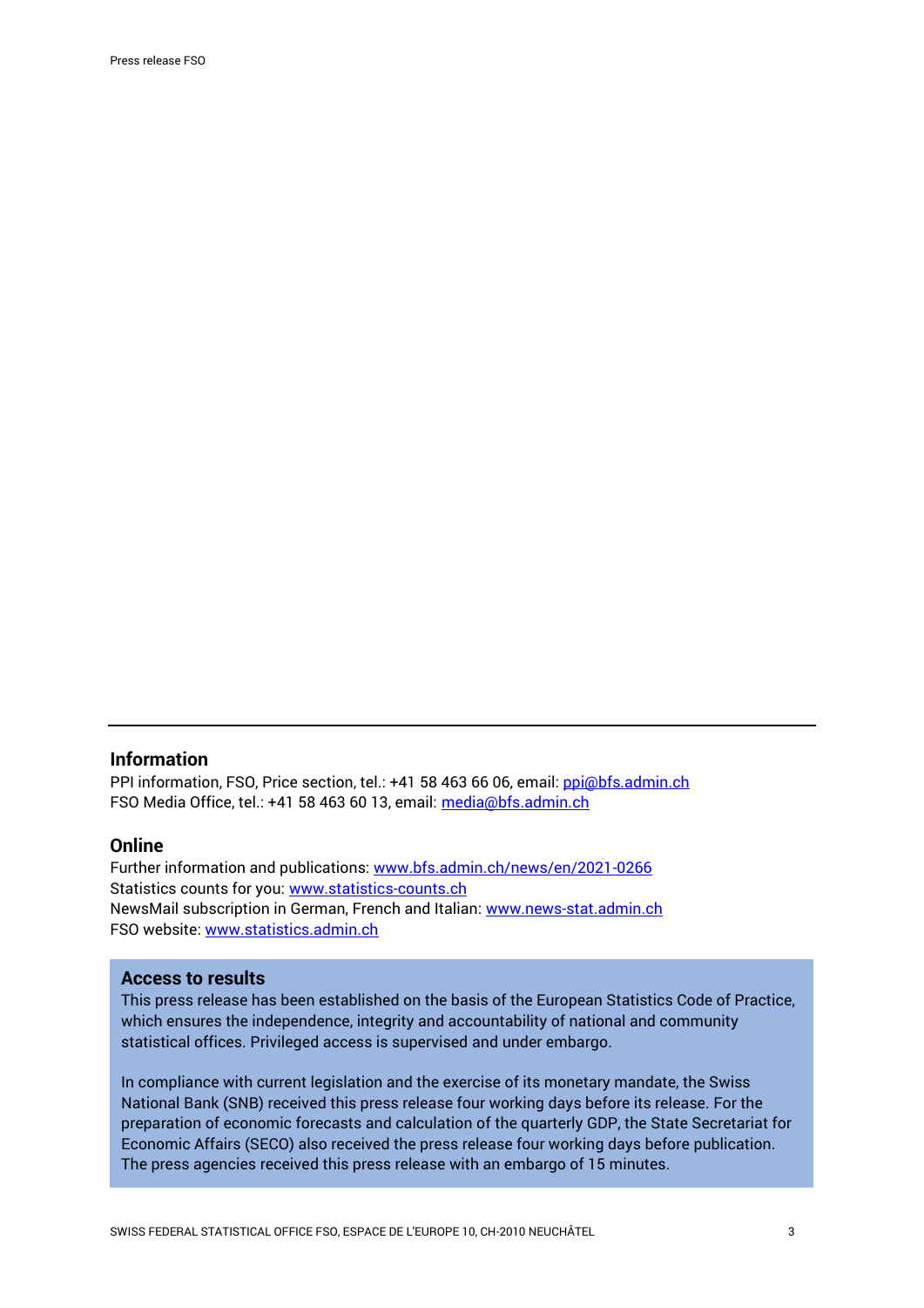## Information

PPI information, FSO, Price section, tel.: +41 58 463 66 06, email: ppi@bfs.admin.ch
FSO Media Office, tel.: +41 58 463 60 13, email: media@bfs.admin.ch

## Online

Further information and publications: www.bfs.admin.ch/news/en/2021-0266
Statistics counts for you: www.statistics-counts.ch
NewsMail subscription in German, French and Italian: www.news-stat.admin.ch
FSO website: www.statistics.admin.ch

## Access to results

This press release has been established on the basis of the European Statistics Code of Practice, which ensures the independence, integrity and accountability of national and community statistical offices. Privileged access is supervised and under embargo.

In compliance with current legislation and the exercise of its monetary mandate, the Swiss National Bank (SNB) received this press release four working days before its release. For the preparation of economic forecasts and calculation of the quarterly GDP, the State Secretariat for Economic Affairs (SECO) also received the press release four working days before publication. The press agencies received this press release with an embargo of 15 minutes.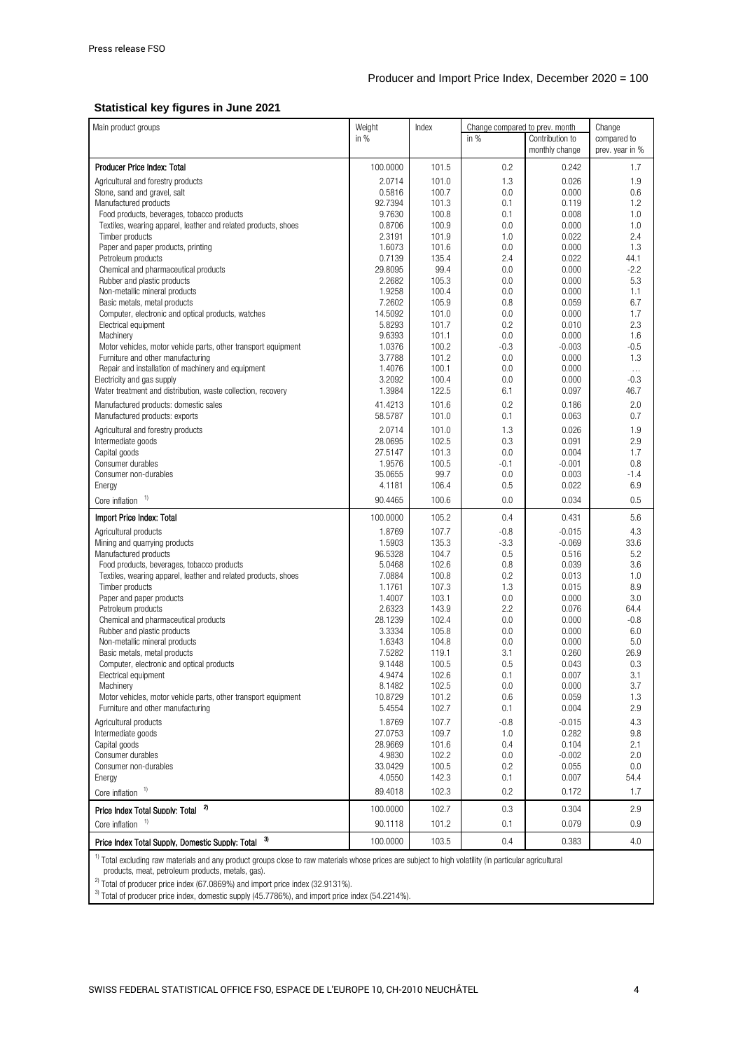Producer and Import Price Index, December 2020 = 100

### Statistical key figures in June 2021

| Main product groups | Weight in % | Index | Change compared to prev. month in % | Contribution to monthly change | Change compared to prev. year in % |
|---|---|---|---|---|---|
| **Producer Price Index: Total** | 100.0000 | 101.5 | 0.2 | 0.242 | 1.7 |
| Agricultural and forestry products | 2.0714 | 101.0 | 1.3 | 0.026 | 1.9 |
| Stone, sand and gravel, salt | 0.5816 | 100.7 | 0.0 | 0.000 | 0.6 |
| Manufactured products | 92.7394 | 101.3 | 0.1 | 0.119 | 1.2 |
| Food products, beverages, tobacco products | 9.7630 | 100.8 | 0.1 | 0.008 | 1.0 |
| Textiles, wearing apparel, leather and related products, shoes | 0.8706 | 100.9 | 0.0 | 0.000 | 1.0 |
| Timber products | 2.3191 | 101.9 | 1.0 | 0.022 | 2.4 |
| Paper and paper products, printing | 1.6073 | 101.6 | 0.0 | 0.000 | 1.3 |
| Petroleum products | 0.7139 | 135.4 | 2.4 | 0.022 | 44.1 |
| Chemical and pharmaceutical products | 29.8095 | 99.4 | 0.0 | 0.000 | -2.2 |
| Rubber and plastic products | 2.2682 | 105.3 | 0.0 | 0.000 | 5.3 |
| Non-metallic mineral products | 1.9258 | 100.4 | 0.0 | 0.000 | 1.1 |
| Basic metals, metal products | 7.2602 | 105.9 | 0.8 | 0.059 | 6.7 |
| Computer, electronic and optical products, watches | 14.5092 | 101.0 | 0.0 | 0.000 | 1.7 |
| Electrical equipment | 5.8293 | 101.7 | 0.2 | 0.010 | 2.3 |
| Machinery | 9.6393 | 101.1 | 0.0 | 0.000 | 1.6 |
| Motor vehicles, motor vehicle parts, other transport equipment | 1.0376 | 100.2 | -0.3 | -0.003 | -0.5 |
| Furniture and other manufacturing | 3.7788 | 101.2 | 0.0 | 0.000 | 1.3 |
| Repair and installation of machinery and equipment | 1.4076 | 100.1 | 0.0 | 0.000 | ... |
| Electricity and gas supply | 3.2092 | 100.4 | 0.0 | 0.000 | -0.3 |
| Water treatment and distribution, waste collection, recovery | 1.3984 | 122.5 | 6.1 | 0.097 | 46.7 |
| Manufactured products: domestic sales | 41.4213 | 101.6 | 0.2 | 0.186 | 2.0 |
| Manufactured products: exports | 58.5787 | 101.0 | 0.1 | 0.063 | 0.7 |
| Agricultural and forestry products | 2.0714 | 101.0 | 1.3 | 0.026 | 1.9 |
| Intermediate goods | 28.0695 | 102.5 | 0.3 | 0.091 | 2.9 |
| Capital goods | 27.5147 | 101.3 | 0.0 | 0.004 | 1.7 |
| Consumer durables | 1.9576 | 100.5 | -0.1 | -0.001 | 0.8 |
| Consumer non-durables | 35.0655 | 99.7 | 0.0 | 0.003 | -1.4 |
| Energy | 4.1181 | 106.4 | 0.5 | 0.022 | 6.9 |
| Core inflation [1] | 90.4465 | 100.6 | 0.0 | 0.034 | 0.5 |
| **Import Price Index: Total** | 100.0000 | 105.2 | 0.4 | 0.431 | 5.6 |
| Agricultural products | 1.8769 | 107.7 | -0.8 | -0.015 | 4.3 |
| Mining and quarrying products | 1.5903 | 135.3 | -3.3 | -0.069 | 33.6 |
| Manufactured products | 96.5328 | 104.7 | 0.5 | 0.516 | 5.2 |
| Food products, beverages, tobacco products | 5.0468 | 102.6 | 0.8 | 0.039 | 3.6 |
| Textiles, wearing apparel, leather and related products, shoes | 7.0884 | 100.8 | 0.2 | 0.013 | 1.0 |
| Timber products | 1.1761 | 107.3 | 1.3 | 0.015 | 8.9 |
| Paper and paper products | 1.4007 | 103.1 | 0.0 | 0.000 | 3.0 |
| Petroleum products | 2.6323 | 143.9 | 2.2 | 0.076 | 64.4 |
| Chemical and pharmaceutical products | 28.1239 | 102.4 | 0.0 | 0.000 | -0.8 |
| Rubber and plastic products | 3.3334 | 105.8 | 0.0 | 0.000 | 6.0 |
| Non-metallic mineral products | 1.6343 | 104.8 | 0.0 | 0.000 | 5.0 |
| Basic metals, metal products | 7.5282 | 119.1 | 3.1 | 0.260 | 26.9 |
| Computer, electronic and optical products | 9.1448 | 100.5 | 0.5 | 0.043 | 0.3 |
| Electrical equipment | 4.9474 | 102.6 | 0.1 | 0.007 | 3.1 |
| Machinery | 8.1482 | 102.5 | 0.0 | 0.000 | 3.7 |
| Motor vehicles, motor vehicle parts, other transport equipment | 10.8729 | 101.2 | 0.6 | 0.059 | 1.3 |
| Furniture and other manufacturing | 5.4554 | 102.7 | 0.1 | 0.004 | 2.9 |
| Agricultural products | 1.8769 | 107.7 | -0.8 | -0.015 | 4.3 |
| Intermediate goods | 27.0753 | 109.7 | 1.0 | 0.282 | 9.8 |
| Capital goods | 28.9669 | 101.6 | 0.4 | 0.104 | 2.1 |
| Consumer durables | 4.9830 | 102.2 | 0.0 | -0.002 | 2.0 |
| Consumer non-durables | 33.0429 | 100.5 | 0.2 | 0.055 | 0.0 |
| Energy | 4.0550 | 142.3 | 0.1 | 0.007 | 54.4 |
| Core inflation [1] | 89.4018 | 102.3 | 0.2 | 0.172 | 1.7 |
| **Price Index Total Supply: Total** [2] | 100.0000 | 102.7 | 0.3 | 0.304 | 2.9 |
| Core inflation [1] | 90.1118 | 101.2 | 0.1 | 0.079 | 0.9 |
| **Price Index Total Supply, Domestic Supply: Total** [3] | 100.0000 | 103.5 | 0.4 | 0.383 | 4.0 |

[1] Total excluding raw materials and any product groups close to raw materials whose prices are subject to high volatility (in particular agricultural products, meat, petroleum products, metals, gas).

[2] Total of producer price index (67.0869%) and import price index (32.9131%).

[3] Total of producer price index, domestic supply (45.7786%), and import price index (54.2214%).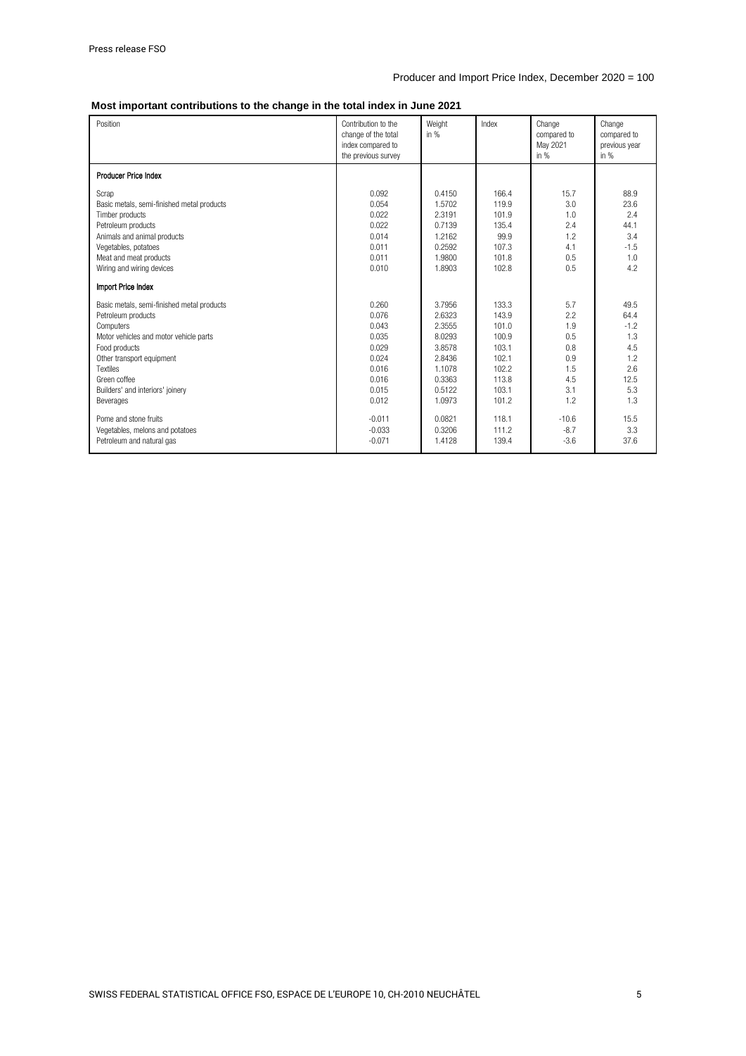Producer and Import Price Index, December 2020 = 100

**Most important contributions to the change in the total index in June 2021**

| Position | Contribution to the change of the total index compared to the previous survey | Weight in % | Index | Change compared to May 2021 in % | Change compared to previous year in % |
|---|---|---|---|---|---|
| **Producer Price Index** | | | | | |
| Scrap | 0.092 | 0.4150 | 166.4 | 15.7 | 88.9 |
| Basic metals, semi-finished metal products | 0.054 | 1.5702 | 119.9 | 3.0 | 23.6 |
| Timber products | 0.022 | 2.3191 | 101.9 | 1.0 | 2.4 |
| Petroleum products | 0.022 | 0.7139 | 135.4 | 2.4 | 44.1 |
| Animals and animal products | 0.014 | 1.2162 | 99.9 | 1.2 | 3.4 |
| Vegetables, potatoes | 0.011 | 0.2592 | 107.3 | 4.1 | -1.5 |
| Meat and meat products | 0.011 | 1.9800 | 101.8 | 0.5 | 1.0 |
| Wiring and wiring devices | 0.010 | 1.8903 | 102.8 | 0.5 | 4.2 |
| **Import Price Index** | | | | | |
| Basic metals, semi-finished metal products | 0.260 | 3.7956 | 133.3 | 5.7 | 49.5 |
| Petroleum products | 0.076 | 2.6323 | 143.9 | 2.2 | 64.4 |
| Computers | 0.043 | 2.3555 | 101.0 | 1.9 | -1.2 |
| Motor vehicles and motor vehicle parts | 0.035 | 8.0293 | 100.9 | 0.5 | 1.3 |
| Food products | 0.029 | 3.8578 | 103.1 | 0.8 | 4.5 |
| Other transport equipment | 0.024 | 2.8436 | 102.1 | 0.9 | 1.2 |
| Textiles | 0.016 | 1.1078 | 102.2 | 1.5 | 2.6 |
| Green coffee | 0.016 | 0.3363 | 113.8 | 4.5 | 12.5 |
| Builders' and interiors' joinery | 0.015 | 0.5122 | 103.1 | 3.1 | 5.3 |
| Beverages | 0.012 | 1.0973 | 101.2 | 1.2 | 1.3 |
| Pome and stone fruits | -0.011 | 0.0821 | 118.1 | -10.6 | 15.5 |
| Vegetables, melons and potatoes | -0.033 | 0.3206 | 111.2 | -8.7 | 3.3 |
| Petroleum and natural gas | -0.071 | 1.4128 | 139.4 | -3.6 | 37.6 |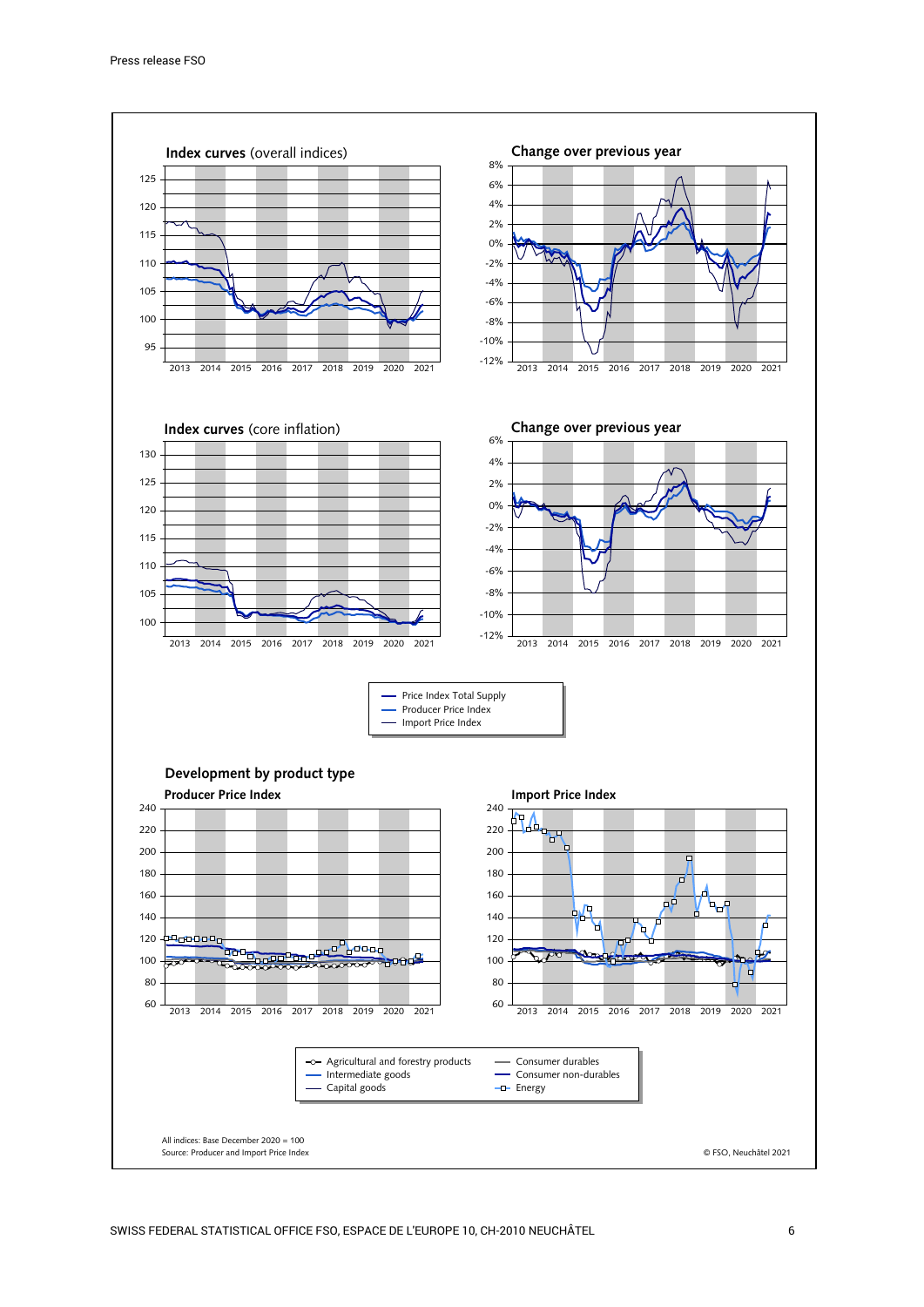**Index curves** (overall indices)

125
120
115
110
105
100
95

2013 2014 2015 2016 2017 2018 2019 2020 2021

**Change over previous year**

8%
6%
4%
2%
0%
-2%
-4%
-6%
-8%
-10%
-12%

2013 2014 2015 2016 2017 2018 2019 2020 2021

**Index curves** (core inflation)

130
125
120
115
110
105
100

2013 2014 2015 2016 2017 2018 2019 2020 2021

**Change over previous year**

6%
4%
2%
0%
-2%
-4%
-6%
-8%
-10%
-12%

2013 2014 2015 2016 2017 2018 2019 2020 2021

Price Index Total Supply
Producer Price Index
Import Price Index

## Development by product type

**Producer Price Index**

240
220
200
180
160
140
120
100
80
60

2013 2014 2015 2016 2017 2018 2019 2020 2021

**Import Price Index**

240
220
200
180
160
140
120
100
80
60

2013 2014 2015 2016 2017 2018 2019 2020 2021

Agricultural and forestry products
Intermediate goods
Capital goods
Consumer durables
Consumer non-durables
Energy

All indices: Base December 2020 = 100
Source: Producer and Import Price Index

© FSO, Neuchâtel 2021